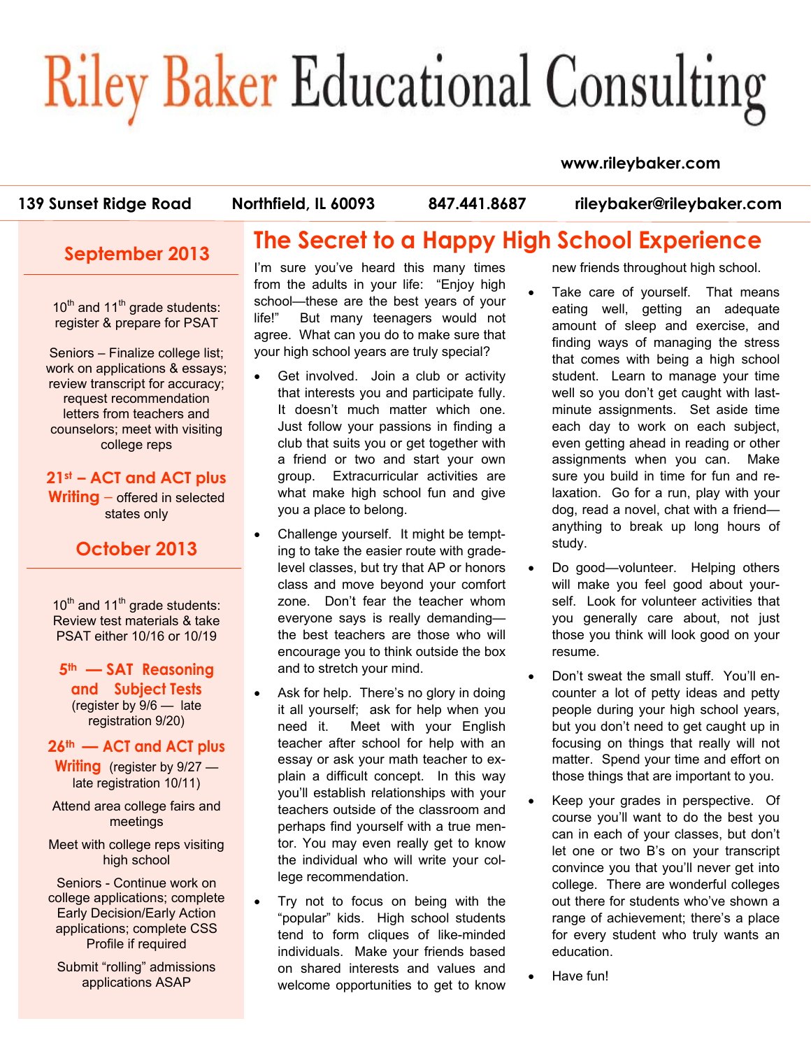# Riley Baker Educational Consulting

www.rileybaker.com

139 Sunset Ridge Road | Northfield, IL 60093 | 847.441.8687 | rileybaker@rileybaker.com

## September 2013

10th and 11th grade students: register & prepare for PSAT

Seniors – Finalize college list; work on applications & essays; review transcript for accuracy; request recommendation letters from teachers and counselors; meet with visiting college reps

**21st – ACT and ACT plus Writing** – offered in selected states only

## October 2013

10th and 11th grade students: Review test materials & take PSAT either 10/16 or 10/19

**5th — SAT Reasoning and Subject Tests** (register by 9/6 — late registration 9/20)

**26th — ACT and ACT plus Writing** (register by 9/27 — late registration 10/11)

Attend area college fairs and meetings

Meet with college reps visiting high school

Seniors - Continue work on college applications; complete Early Decision/Early Action applications; complete CSS Profile if required

Submit "rolling" admissions applications ASAP

## The Secret to a Happy High School Experience

I'm sure you've heard this many times from the adults in your life: "Enjoy high school—these are the best years of your life!" But many teenagers would not agree. What can you do to make sure that your high school years are truly special?

- Get involved. Join a club or activity that interests you and participate fully. It doesn't much matter which one. Just follow your passions in finding a club that suits you or get together with a friend or two and start your own group. Extracurricular activities are what make high school fun and give you a place to belong.
- Challenge yourself. It might be tempting to take the easier route with grade-level classes, but try that AP or honors class and move beyond your comfort zone. Don't fear the teacher whom everyone says is really demanding—the best teachers are those who will encourage you to think outside the box and to stretch your mind.
- Ask for help. There's no glory in doing it all yourself; ask for help when you need it. Meet with your English teacher after school for help with an essay or ask your math teacher to explain a difficult concept. In this way you'll establish relationships with your teachers outside of the classroom and perhaps find yourself with a true mentor. You may even really get to know the individual who will write your college recommendation.
- Try not to focus on being with the "popular" kids. High school students tend to form cliques of like-minded individuals. Make your friends based on shared interests and values and welcome opportunities to get to know new friends throughout high school.
- Take care of yourself. That means eating well, getting an adequate amount of sleep and exercise, and finding ways of managing the stress that comes with being a high school student. Learn to manage your time well so you don't get caught with last-minute assignments. Set aside time each day to work on each subject, even getting ahead in reading or other assignments when you can. Make sure you build in time for fun and relaxation. Go for a run, play with your dog, read a novel, chat with a friend—anything to break up long hours of study.
- Do good—volunteer. Helping others will make you feel good about yourself. Look for volunteer activities that you generally care about, not just those you think will look good on your resume.
- Don't sweat the small stuff. You'll encounter a lot of petty ideas and petty people during your high school years, but you don't need to get caught up in focusing on things that really will not matter. Spend your time and effort on those things that are important to you.
- Keep your grades in perspective. Of course you'll want to do the best you can in each of your classes, but don't let one or two B's on your transcript convince you that you'll never get into college. There are wonderful colleges out there for students who've shown a range of achievement; there's a place for every student who truly wants an education.
- Have fun!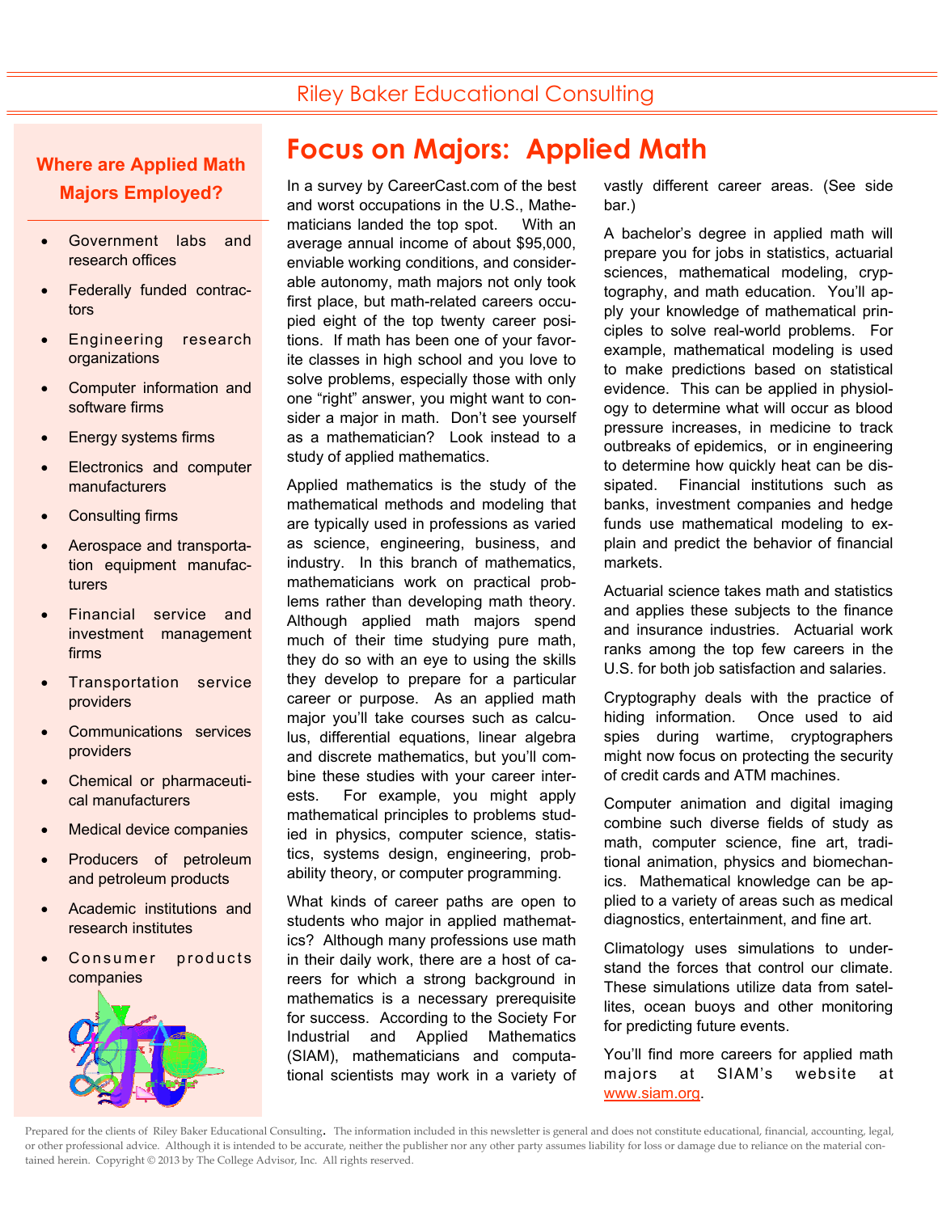# Focus on Majors: Applied Math

In a survey by CareerCast.com of the best and worst occupations in the U.S., Mathematicians landed the top spot. With an average annual income of about $95,000, enviable working conditions, and considerable autonomy, math majors not only took first place, but math-related careers occupied eight of the top twenty career positions. If math has been one of your favorite classes in high school and you love to solve problems, especially those with only one "right" answer, you might want to consider a major in math. Don't see yourself as a mathematician? Look instead to a study of applied mathematics.

Applied mathematics is the study of the mathematical methods and modeling that are typically used in professions as varied as science, engineering, business, and industry. In this branch of mathematics, mathematicians work on practical problems rather than developing math theory. Although applied math majors spend much of their time studying pure math, they do so with an eye to using the skills they develop to prepare for a particular career or purpose. As an applied math major you'll take courses such as calculus, differential equations, linear algebra and discrete mathematics, but you'll combine these studies with your career interests. For example, you might apply mathematical principles to problems studied in physics, computer science, statistics, systems design, engineering, probability theory, or computer programming.

What kinds of career paths are open to students who major in applied mathematics? Although many professions use math in their daily work, there are a host of careers for which a strong background in mathematics is a necessary prerequisite for success. According to the Society For Industrial and Applied Mathematics (SIAM), mathematicians and computational scientists may work in a variety of vastly different career areas. (See side bar.)

A bachelor's degree in applied math will prepare you for jobs in statistics, actuarial sciences, mathematical modeling, cryptography, and math education. You'll apply your knowledge of mathematical principles to solve real-world problems. For example, mathematical modeling is used to make predictions based on statistical evidence. This can be applied in physiology to determine what will occur as blood pressure increases, in medicine to track outbreaks of epidemics, or in engineering to determine how quickly heat can be dissipated. Financial institutions such as banks, investment companies and hedge funds use mathematical modeling to explain and predict the behavior of financial markets.

Actuarial science takes math and statistics and applies these subjects to the finance and insurance industries. Actuarial work ranks among the top few careers in the U.S. for both job satisfaction and salaries.

Cryptography deals with the practice of hiding information. Once used to aid spies during wartime, cryptographers might now focus on protecting the security of credit cards and ATM machines.

Computer animation and digital imaging combine such diverse fields of study as math, computer science, fine art, traditional animation, physics and biomechanics. Mathematical knowledge can be applied to a variety of areas such as medical diagnostics, entertainment, and fine art.

Climatology uses simulations to understand the forces that control our climate. These simulations utilize data from satellites, ocean buoys and other monitoring for predicting future events.

You'll find more careers for applied math majors at SIAM's website at www.siam.org.

## Where are Applied Math Majors Employed?

- Government labs and research offices
- Federally funded contractors
- Engineering research organizations
- Computer information and software firms
- Energy systems firms
- Electronics and computer manufacturers
- Consulting firms
- Aerospace and transportation equipment manufacturers
- Financial service and investment management firms
- Transportation service providers
- Communications services providers
- Chemical or pharmaceutical manufacturers
- Medical device companies
- Producers of petroleum and petroleum products
- Academic institutions and research institutes
- Consumer products companies

Prepared for the clients of Riley Baker Educational Consulting. The information included in this newsletter is general and does not constitute educational, financial, accounting, legal, or other professional advice. Although it is intended to be accurate, neither the publisher nor any other party assumes liability for loss or damage due to reliance on the material contained herein. Copyright © 2013 by The College Advisor, Inc. All rights reserved.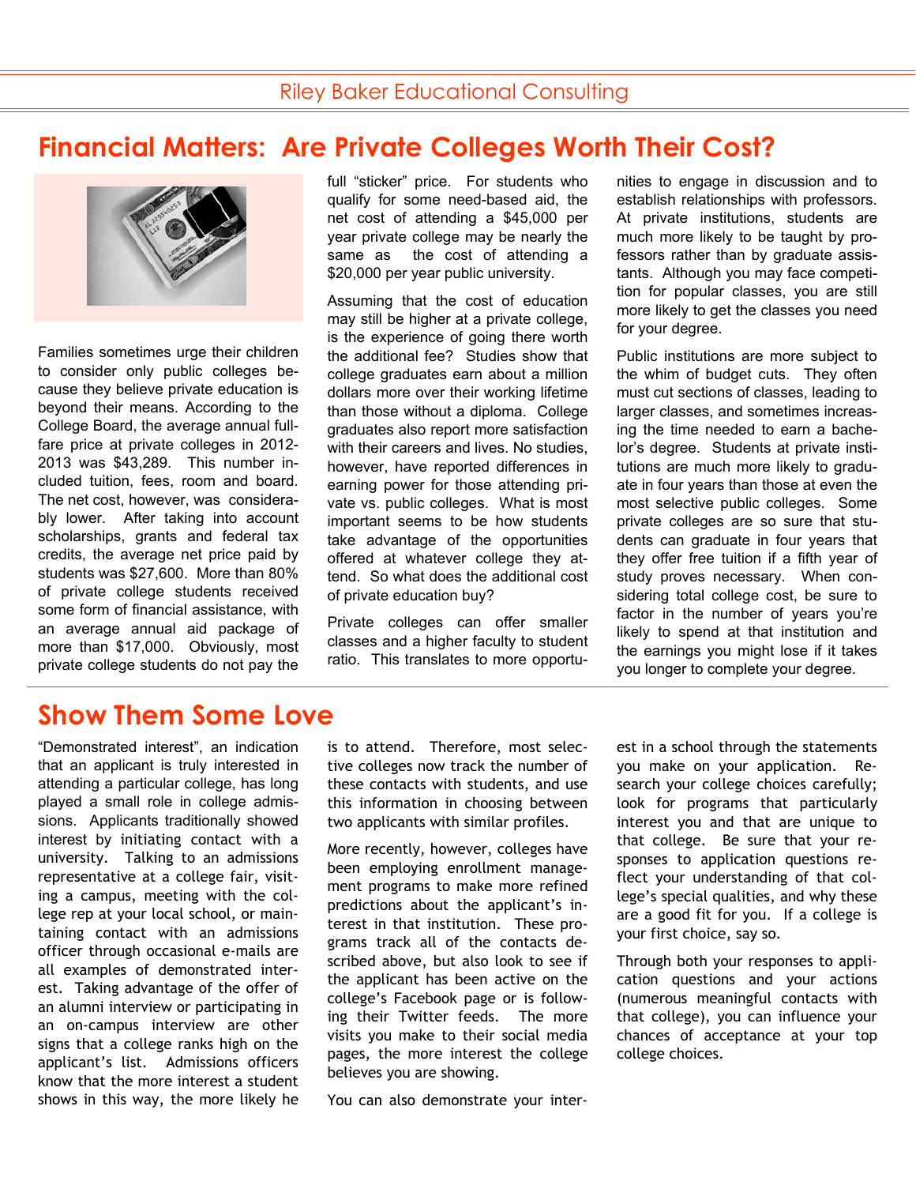# Financial Matters: Are Private Colleges Worth Their Cost?

Families sometimes urge their children to consider only public colleges because they believe private education is beyond their means. According to the College Board, the average annual full-fare price at private colleges in 2012-2013 was $43,289. This number included tuition, fees, room and board. The net cost, however, was considerably lower. After taking into account scholarships, grants and federal tax credits, the average net price paid by students was $27,600. More than 80% of private college students received some form of financial assistance, with an average annual aid package of more than $17,000. Obviously, most private college students do not pay the full "sticker" price. For students who qualify for some need-based aid, the net cost of attending a $45,000 per year private college may be nearly the same as the cost of attending a $20,000 per year public university.

Assuming that the cost of education may still be higher at a private college, is the experience of going there worth the additional fee? Studies show that college graduates earn about a million dollars more over their working lifetime than those without a diploma. College graduates also report more satisfaction with their careers and lives. No studies, however, have reported differences in earning power for those attending private vs. public colleges. What is most important seems to be how students take advantage of the opportunities offered at whatever college they attend. So what does the additional cost of private education buy?

Private colleges can offer smaller classes and a higher faculty to student ratio. This translates to more opportunities to engage in discussion and to establish relationships with professors. At private institutions, students are much more likely to be taught by professors rather than by graduate assistants. Although you may face competition for popular classes, you are still more likely to get the classes you need for your degree.

Public institutions are more subject to the whim of budget cuts. They often must cut sections of classes, leading to larger classes, and sometimes increasing the time needed to earn a bachelor's degree. Students at private institutions are much more likely to graduate in four years than those at even the most selective public colleges. Some private colleges are so sure that students can graduate in four years that they offer free tuition if a fifth year of study proves necessary. When considering total college cost, be sure to factor in the number of years you're likely to spend at that institution and the earnings you might lose if it takes you longer to complete your degree.

# Show Them Some Love

"Demonstrated interest", an indication that an applicant is truly interested in attending a particular college, has long played a small role in college admissions. Applicants traditionally showed interest by initiating contact with a university. Talking to an admissions representative at a college fair, visiting a campus, meeting with the college rep at your local school, or maintaining contact with an admissions officer through occasional e-mails are all examples of demonstrated interest. Taking advantage of the offer of an alumni interview or participating in an on-campus interview are other signs that a college ranks high on the applicant's list. Admissions officers know that the more interest a student shows in this way, the more likely he is to attend. Therefore, most selective colleges now track the number of these contacts with students, and use this information in choosing between two applicants with similar profiles.

More recently, however, colleges have been employing enrollment management programs to make more refined predictions about the applicant's interest in that institution. These programs track all of the contacts described above, but also look to see if the applicant has been active on the college's Facebook page or is following their Twitter feeds. The more visits you make to their social media pages, the more interest the college believes you are showing.

You can also demonstrate your interest in a school through the statements you make on your application. Research your college choices carefully; look for programs that particularly interest you and that are unique to that college. Be sure that your responses to application questions reflect your understanding of that college's special qualities, and why these are a good fit for you. If a college is your first choice, say so.

Through both your responses to application questions and your actions (numerous meaningful contacts with that college), you can influence your chances of acceptance at your top college choices.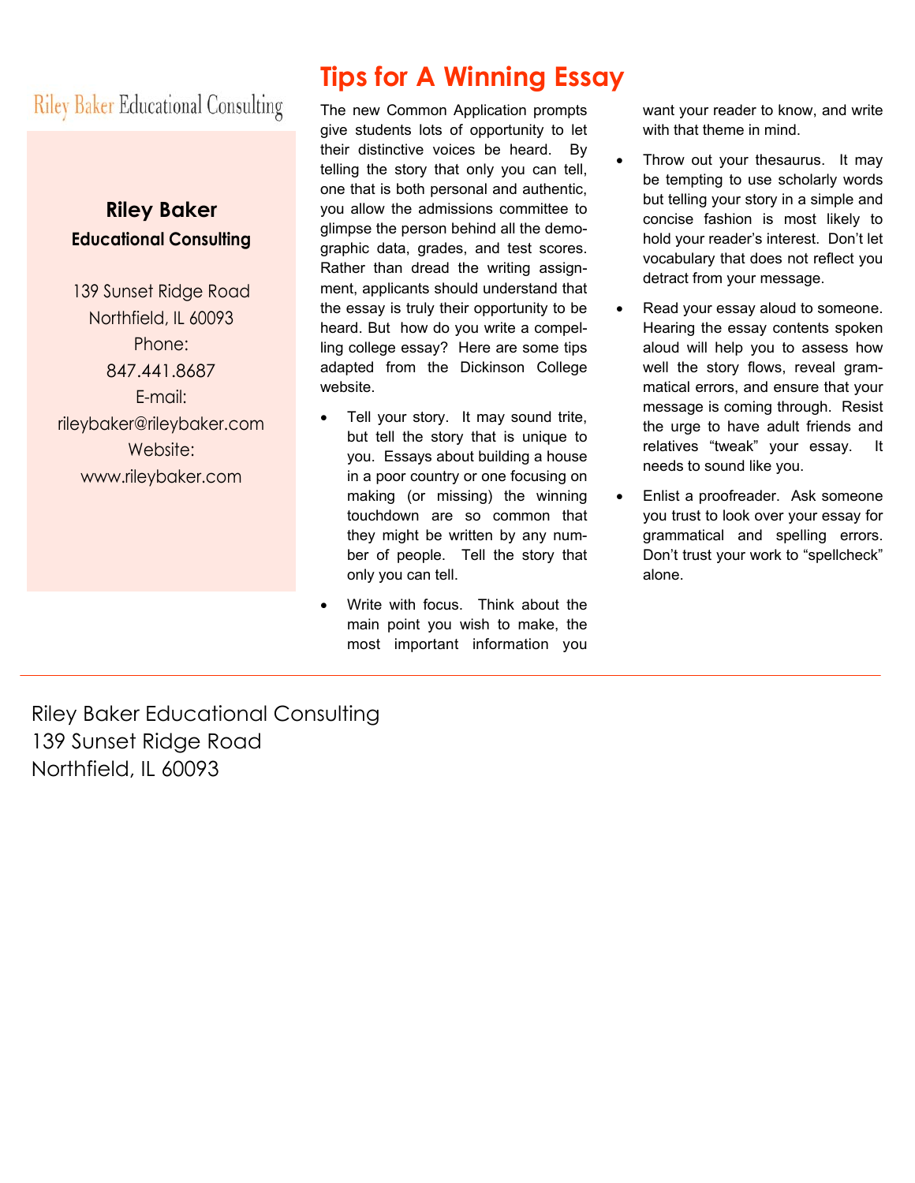Riley Baker Educational Consulting

**Riley Baker**
**Educational Consulting**

139 Sunset Ridge Road
Northfield, IL 60093
Phone:
847.441.8687
E-mail:
rileybaker@rileybaker.com
Website:
www.rileybaker.com

# Tips for A Winning Essay

The new Common Application prompts give students lots of opportunity to let their distinctive voices be heard. By telling the story that only you can tell, one that is both personal and authentic, you allow the admissions committee to glimpse the person behind all the demographic data, grades, and test scores. Rather than dread the writing assignment, applicants should understand that the essay is truly their opportunity to be heard. But how do you write a compelling college essay? Here are some tips adapted from the Dickinson College website.

- Tell your story. It may sound trite, but tell the story that is unique to you. Essays about building a house in a poor country or one focusing on making (or missing) the winning touchdown are so common that they might be written by any number of people. Tell the story that only you can tell.
- Write with focus. Think about the main point you wish to make, the most important information you want your reader to know, and write with that theme in mind.
- Throw out your thesaurus. It may be tempting to use scholarly words but telling your story in a simple and concise fashion is most likely to hold your reader's interest. Don't let vocabulary that does not reflect you detract from your message.
- Read your essay aloud to someone. Hearing the essay contents spoken aloud will help you to assess how well the story flows, reveal grammatical errors, and ensure that your message is coming through. Resist the urge to have adult friends and relatives "tweak" your essay. It needs to sound like you.
- Enlist a proofreader. Ask someone you trust to look over your essay for grammatical and spelling errors. Don't trust your work to "spellcheck" alone.

---

Riley Baker Educational Consulting
139 Sunset Ridge Road
Northfield, IL 60093